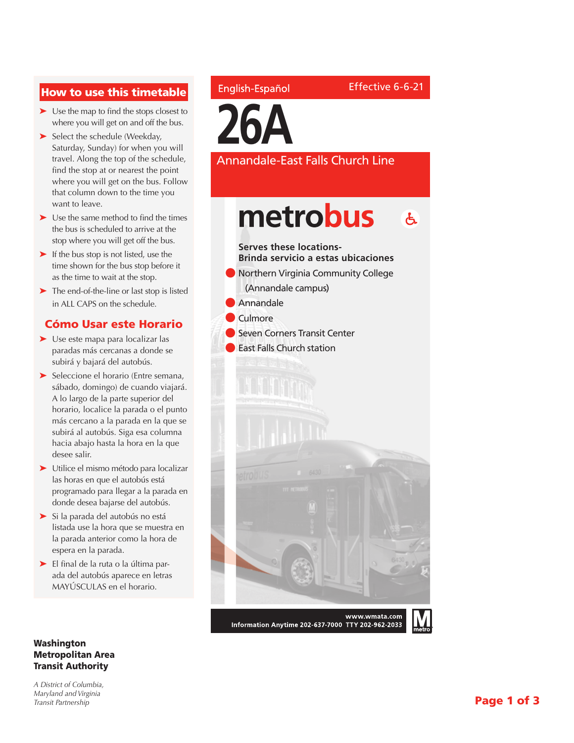English-Español

Effective 6-6-21

# 26A

## Annandale-East Falls Church Line

**metrobus**

**Serves these locations-**
**Brinda servicio a estas ubicaciones**

- Northern Virginia Community College (Annandale campus)
- Annandale
- Culmore
- Seven Corners Transit Center
- East Falls Church station

**www.wmata.com**
**Information Anytime 202-637-7000 TTY 202-962-2033**

## How to use this timetable

- Use the map to find the stops closest to where you will get on and off the bus.
- Select the schedule (Weekday, Saturday, Sunday) for when you will travel. Along the top of the schedule, find the stop at or nearest the point where you will get on the bus. Follow that column down to the time you want to leave.
- Use the same method to find the times the bus is scheduled to arrive at the stop where you will get off the bus.
- If the bus stop is not listed, use the time shown for the bus stop before it as the time to wait at the stop.
- The end-of-the-line or last stop is listed in ALL CAPS on the schedule.

## Cómo Usar este Horario

- Use este mapa para localizar las paradas más cercanas a donde se subirá y bajará del autobús.
- Seleccione el horario (Entre semana, sábado, domingo) de cuando viajará. A lo largo de la parte superior del horario, localice la parada o el punto más cercano a la parada en la que se subirá al autobús. Siga esa columna hacia abajo hasta la hora en la que desee salir.
- Utilice el mismo método para localizar las horas en que el autobús está programado para llegar a la parada en donde desea bajarse del autobús.
- Si la parada del autobús no está listada use la hora que se muestra en la parada anterior como la hora de espera en la parada.
- El final de la ruta o la última parada del autobús aparece en letras MAYÚSCULAS en el horario.

**Washington Metropolitan Area Transit Authority**

*A District of Columbia, Maryland and Virginia Transit Partnership*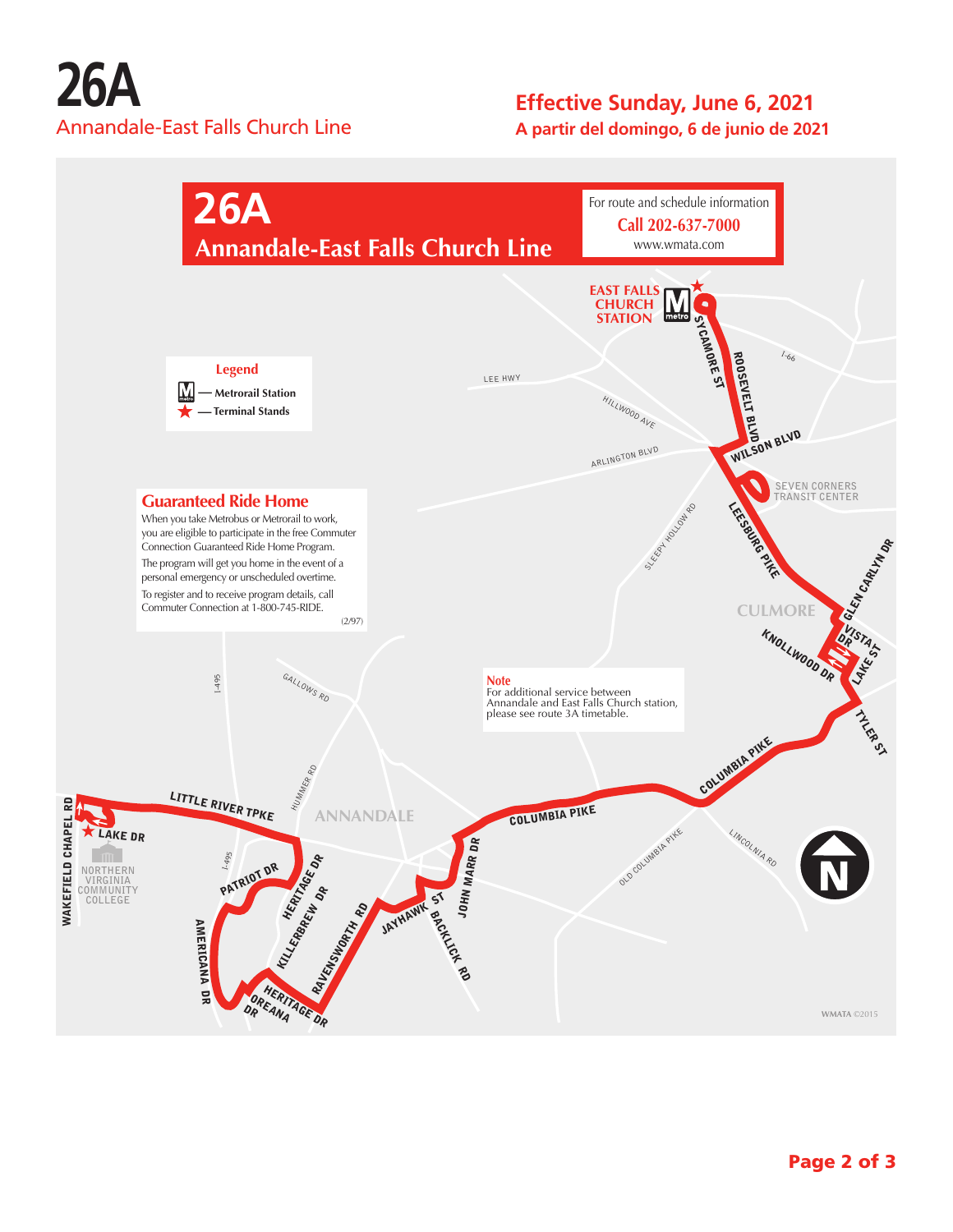# 26A

Annandale-East Falls Church Line

**Effective Sunday, June 6, 2021**

**A partir del domingo, 6 de junio de 2021**

## 26A
## Annandale-East Falls Church Line

For route and schedule information
**Call 202-637-7000**
www.wmata.com

### Legend

- M — Metrorail Station
- ★ — Terminal Stands

### Guaranteed Ride Home

When you take Metrobus or Metrorail to work, you are eligible to participate in the free Commuter Connection Guaranteed Ride Home Program.

The program will get you home in the event of a personal emergency or unscheduled overtime.

To register and to receive program details, call Commuter Connection at 1-800-745-RIDE.

(2/97)

**Note**
For additional service between Annandale and East Falls Church station, please see route 3A timetable.

EAST FALLS CHURCH STATION
SYCAMORE ST
ROOSEVELT BLVD
I-66
LEE HWY
HILLWOOD AVE
ARLINGTON BLVD
WILSON BLVD
SEVEN CORNERS TRANSIT CENTER
SLEEPY HOLLOW RD
LEESBURG PIKE
GLEN CARLYN DR
CULMORE
VISTA DR
LAKE ST
KNOLLWOOD DR
TYLER ST
COLUMBIA PIKE
LINCOLNIA RD
OLD COLUMBIA PIKE
I-495
GALLOWS RD
HUMMER RD
ANNANDALE
LITTLE RIVER TPKE
WAKEFIELD CHAPEL RD
LAKE DR
NORTHERN VIRGINIA COMMUNITY COLLEGE
PATRIOT DR
HERITAGE DR
KILLERBREW DR
AMERICANA DR
OREANA DR
RAVENSWORTH RD
JAYHAWK ST
BACKLICK RD
JOHN MARR DR

WMATA ©2015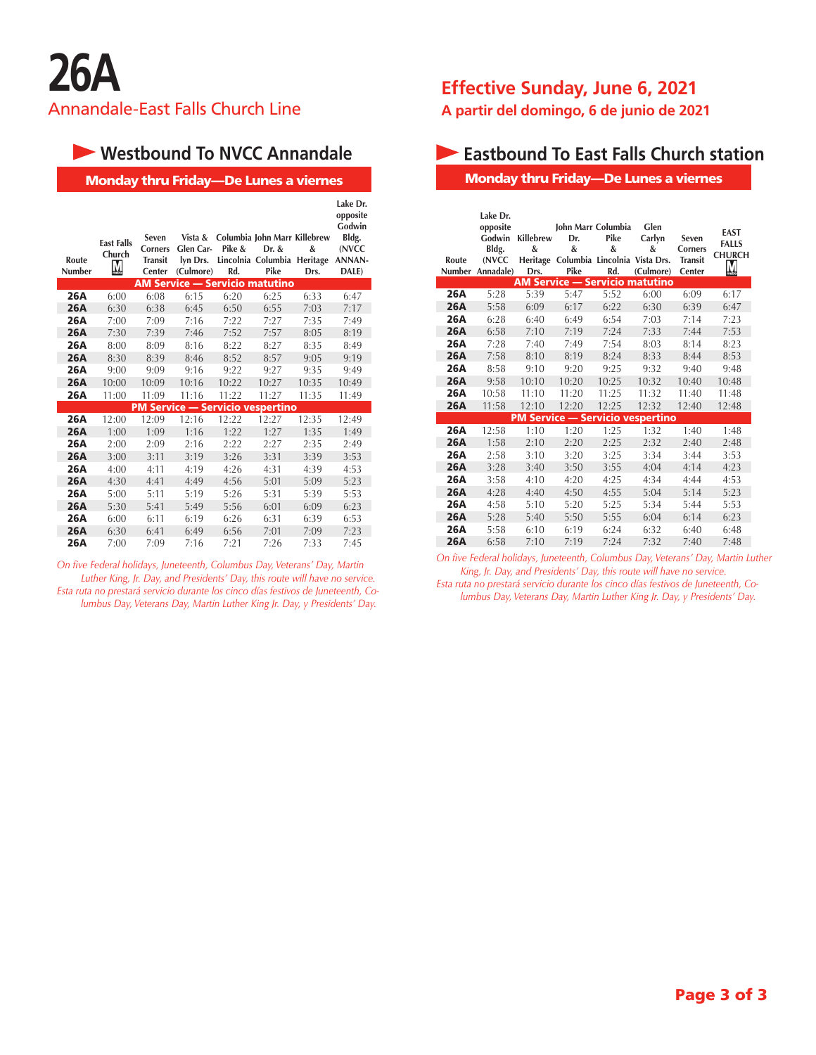# 26A

Annandale-East Falls Church Line

**Effective Sunday, June 6, 2021**

**A partir del domingo, 6 de junio de 2021**

## Westbound To NVCC Annandale

### Monday thru Friday—De Lunes a viernes

| Route Number | East Falls Church M | Seven Corners Transit Center | Vista & Glen Carlyn Drs. (Culmore) | Columbia Pike & Lincolnia Rd. | John Marr Dr. & Columbia Pike | Killebrew & Heritage Drs. | Lake Dr. opposite Godwin Bldg. (NVCC ANNANDALE) |
|---|---|---|---|---|---|---|---|
| **AM Service — Servicio matutino** | | | | | | | |
| **26A** | 6:00 | 6:08 | 6:15 | 6:20 | 6:25 | 6:33 | 6:47 |
| **26A** | 6:30 | 6:38 | 6:45 | 6:50 | 6:55 | 7:03 | 7:17 |
| **26A** | 7:00 | 7:09 | 7:16 | 7:22 | 7:27 | 7:35 | 7:49 |
| **26A** | 7:30 | 7:39 | 7:46 | 7:52 | 7:57 | 8:05 | 8:19 |
| **26A** | 8:00 | 8:09 | 8:16 | 8:22 | 8:27 | 8:35 | 8:49 |
| **26A** | 8:30 | 8:39 | 8:46 | 8:52 | 8:57 | 9:05 | 9:19 |
| **26A** | 9:00 | 9:09 | 9:16 | 9:22 | 9:27 | 9:35 | 9:49 |
| **26A** | 10:00 | 10:09 | 10:16 | 10:22 | 10:27 | 10:35 | 10:49 |
| **26A** | 11:00 | 11:09 | 11:16 | 11:22 | 11:27 | 11:35 | 11:49 |
| **PM Service — Servicio vespertino** | | | | | | | |
| **26A** | 12:00 | 12:09 | 12:16 | 12:22 | 12:27 | 12:35 | 12:49 |
| **26A** | 1:00 | 1:09 | 1:16 | 1:22 | 1:27 | 1:35 | 1:49 |
| **26A** | 2:00 | 2:09 | 2:16 | 2:22 | 2:27 | 2:35 | 2:49 |
| **26A** | 3:00 | 3:11 | 3:19 | 3:26 | 3:31 | 3:39 | 3:53 |
| **26A** | 4:00 | 4:11 | 4:19 | 4:26 | 4:31 | 4:39 | 4:53 |
| **26A** | 4:30 | 4:41 | 4:49 | 4:56 | 5:01 | 5:09 | 5:23 |
| **26A** | 5:00 | 5:11 | 5:19 | 5:26 | 5:31 | 5:39 | 5:53 |
| **26A** | 5:30 | 5:41 | 5:49 | 5:56 | 6:01 | 6:09 | 6:23 |
| **26A** | 6:00 | 6:11 | 6:19 | 6:26 | 6:31 | 6:39 | 6:53 |
| **26A** | 6:30 | 6:41 | 6:49 | 6:56 | 7:01 | 7:09 | 7:23 |
| **26A** | 7:00 | 7:09 | 7:16 | 7:21 | 7:26 | 7:33 | 7:45 |

*On five Federal holidays, Juneteenth, Columbus Day, Veterans' Day, Martin Luther King, Jr. Day, and Presidents' Day, this route will have no service.*
*Esta ruta no prestará servicio durante los cinco días festivos de Juneteenth, Columbus Day, Veterans Day, Martin Luther King Jr. Day, y Presidents' Day.*

## Eastbound To East Falls Church station

### Monday thru Friday—De Lunes a viernes

| Route Number | Lake Dr. opposite Godwin Bldg. (NVCC Annadale) | Killebrew & Heritage Drs. | John Marr Dr. & Columbia Pike | Columbia Pike & Lincolnia Rd. | Glen Carlyn & Vista Drs. (Culmore) | Seven Corners Transit Center | EAST FALLS CHURCH M |
|---|---|---|---|---|---|---|---|
| **AM Service — Servicio matutino** | | | | | | | |
| **26A** | 5:28 | 5:39 | 5:47 | 5:52 | 6:00 | 6:09 | 6:17 |
| **26A** | 5:58 | 6:09 | 6:17 | 6:22 | 6:30 | 6:39 | 6:47 |
| **26A** | 6:28 | 6:40 | 6:49 | 6:54 | 7:03 | 7:14 | 7:23 |
| **26A** | 6:58 | 7:10 | 7:19 | 7:24 | 7:33 | 7:44 | 7:53 |
| **26A** | 7:28 | 7:40 | 7:49 | 7:54 | 8:03 | 8:14 | 8:23 |
| **26A** | 7:58 | 8:10 | 8:19 | 8:24 | 8:33 | 8:44 | 8:53 |
| **26A** | 8:58 | 9:10 | 9:20 | 9:25 | 9:32 | 9:40 | 9:48 |
| **26A** | 9:58 | 10:10 | 10:20 | 10:25 | 10:32 | 10:40 | 10:48 |
| **26A** | 10:58 | 11:10 | 11:20 | 11:25 | 11:32 | 11:40 | 11:48 |
| **26A** | 11:58 | 12:10 | 12:20 | 12:25 | 12:32 | 12:40 | 12:48 |
| **PM Service — Servicio vespertino** | | | | | | | |
| **26A** | 12:58 | 1:10 | 1:20 | 1:25 | 1:32 | 1:40 | 1:48 |
| **26A** | 1:58 | 2:10 | 2:20 | 2:25 | 2:32 | 2:40 | 2:48 |
| **26A** | 2:58 | 3:10 | 3:20 | 3:25 | 3:34 | 3:44 | 3:53 |
| **26A** | 3:28 | 3:40 | 3:50 | 3:55 | 4:04 | 4:14 | 4:23 |
| **26A** | 3:58 | 4:10 | 4:20 | 4:25 | 4:34 | 4:44 | 4:53 |
| **26A** | 4:28 | 4:40 | 4:50 | 4:55 | 5:04 | 5:14 | 5:23 |
| **26A** | 4:58 | 5:10 | 5:20 | 5:25 | 5:34 | 5:44 | 5:53 |
| **26A** | 5:28 | 5:40 | 5:50 | 5:55 | 6:04 | 6:14 | 6:23 |
| **26A** | 5:58 | 6:10 | 6:19 | 6:24 | 6:32 | 6:40 | 6:48 |
| **26A** | 6:58 | 7:10 | 7:19 | 7:24 | 7:32 | 7:40 | 7:48 |

*On five Federal holidays, Juneteenth, Columbus Day, Veterans' Day, Martin Luther King, Jr. Day, and Presidents' Day, this route will have no service.*
*Esta ruta no prestará servicio durante los cinco días festivos de Juneteenth, Columbus Day, Veterans Day, Martin Luther King Jr. Day, y Presidents' Day.*